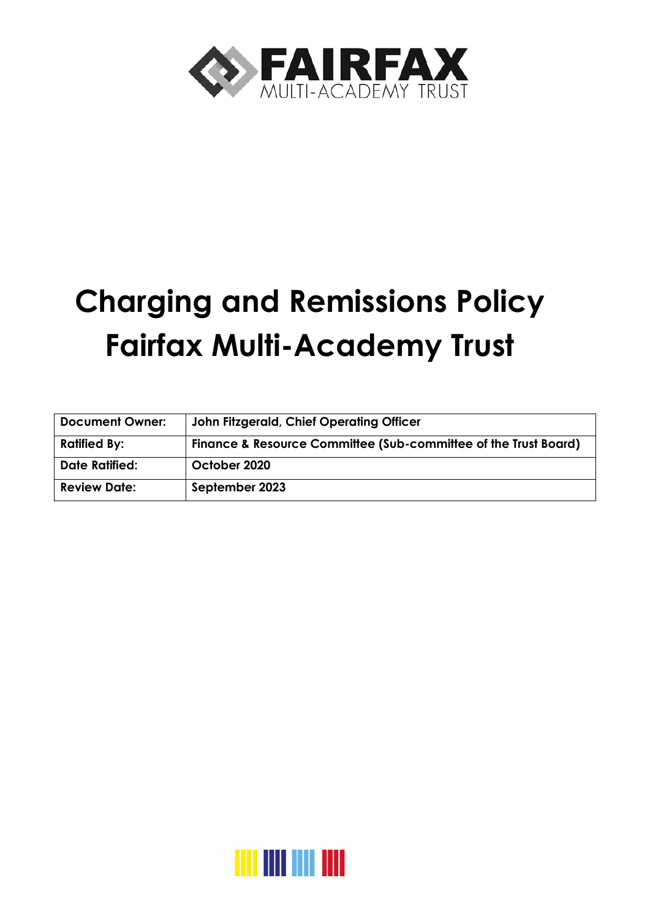# Charging and Remissions Policy
# Fairfax Multi-Academy Trust

| Document Owner: | John Fitzgerald, Chief Operating Officer |
|---|---|
| Ratified By: | Finance & Resource Committee (Sub-committee of the Trust Board) |
| Date Ratified: | October 2020 |
| Review Date: | September 2023 |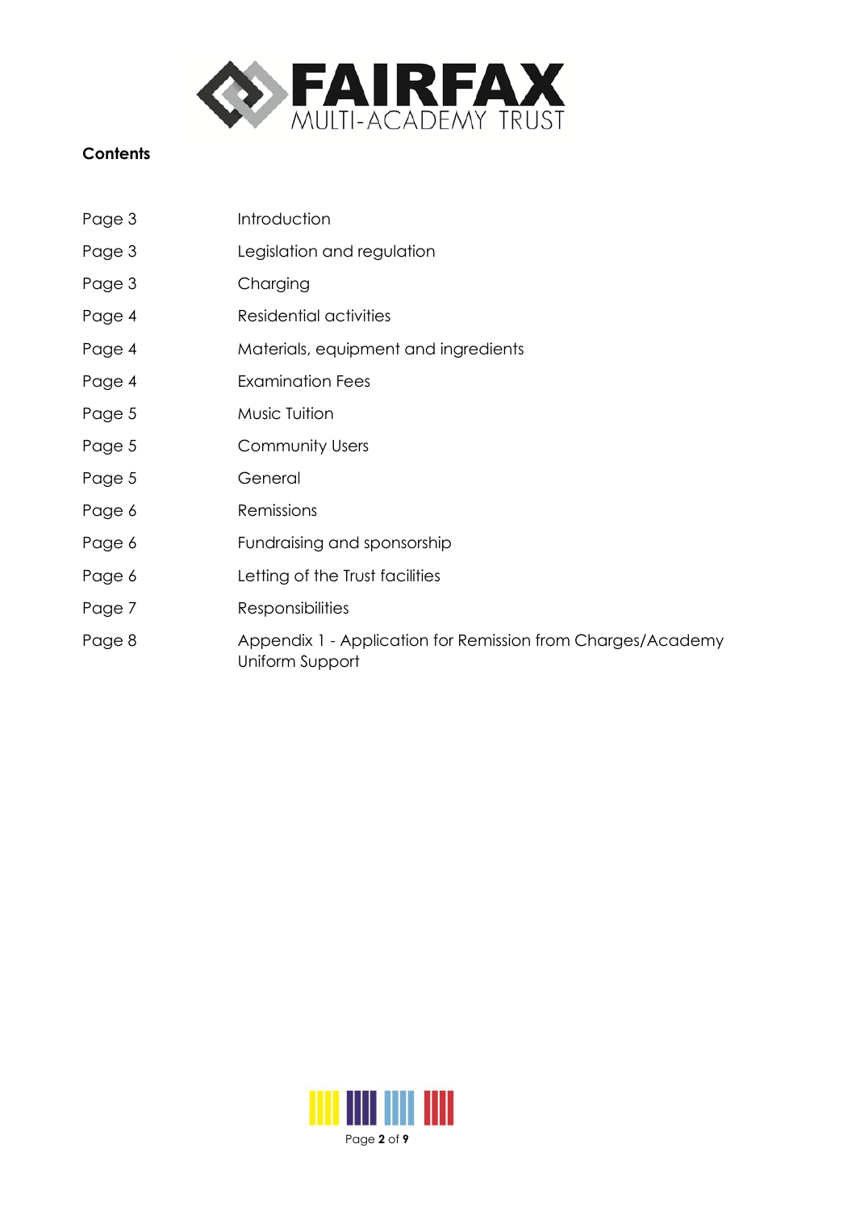**FAIRFAX MULTI-ACADEMY TRUST**

**Contents**

| | |
|---|---|
| Page 3 | Introduction |
| Page 3 | Legislation and regulation |
| Page 3 | Charging |
| Page 4 | Residential activities |
| Page 4 | Materials, equipment and ingredients |
| Page 4 | Examination Fees |
| Page 5 | Music Tuition |
| Page 5 | Community Users |
| Page 5 | General |
| Page 6 | Remissions |
| Page 6 | Fundraising and sponsorship |
| Page 6 | Letting of the Trust facilities |
| Page 7 | Responsibilities |
| Page 8 | Appendix 1 - Application for Remission from Charges/Academy Uniform Support |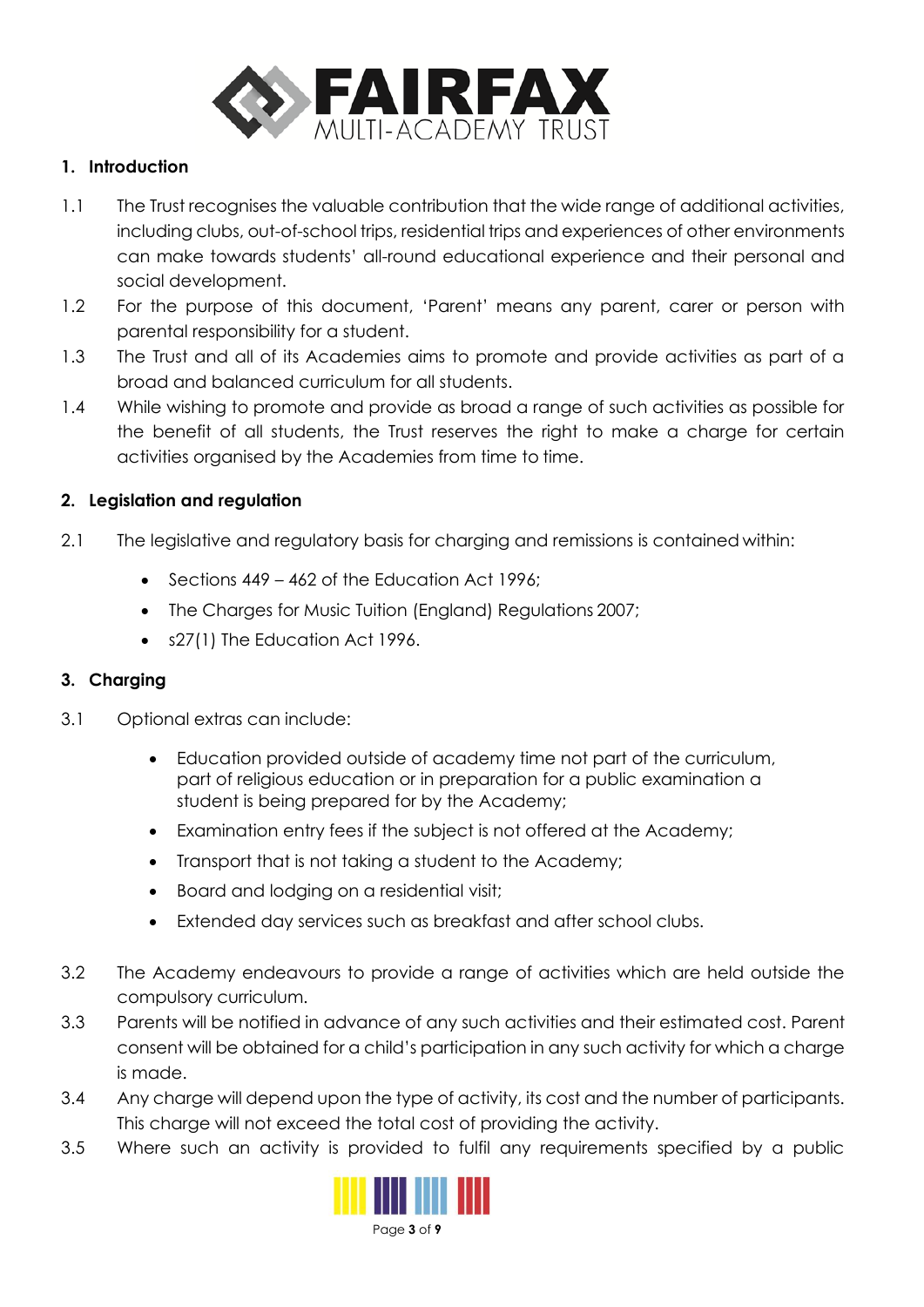## 1. Introduction

1.1 The Trust recognises the valuable contribution that the wide range of additional activities, including clubs, out-of-school trips, residential trips and experiences of other environments can make towards students' all-round educational experience and their personal and social development.

1.2 For the purpose of this document, 'Parent' means any parent, carer or person with parental responsibility for a student.

1.3 The Trust and all of its Academies aims to promote and provide activities as part of a broad and balanced curriculum for all students.

1.4 While wishing to promote and provide as broad a range of such activities as possible for the benefit of all students, the Trust reserves the right to make a charge for certain activities organised by the Academies from time to time.

## 2. Legislation and regulation

2.1 The legislative and regulatory basis for charging and remissions is contained within:

- Sections 449 – 462 of the Education Act 1996;
- The Charges for Music Tuition (England) Regulations 2007;
- s27(1) The Education Act 1996.

## 3. Charging

3.1 Optional extras can include:

- Education provided outside of academy time not part of the curriculum, part of religious education or in preparation for a public examination a student is being prepared for by the Academy;
- Examination entry fees if the subject is not offered at the Academy;
- Transport that is not taking a student to the Academy;
- Board and lodging on a residential visit;
- Extended day services such as breakfast and after school clubs.

3.2 The Academy endeavours to provide a range of activities which are held outside the compulsory curriculum.

3.3 Parents will be notified in advance of any such activities and their estimated cost. Parent consent will be obtained for a child's participation in any such activity for which a charge is made.

3.4 Any charge will depend upon the type of activity, its cost and the number of participants. This charge will not exceed the total cost of providing the activity.

3.5 Where such an activity is provided to fulfil any requirements specified by a public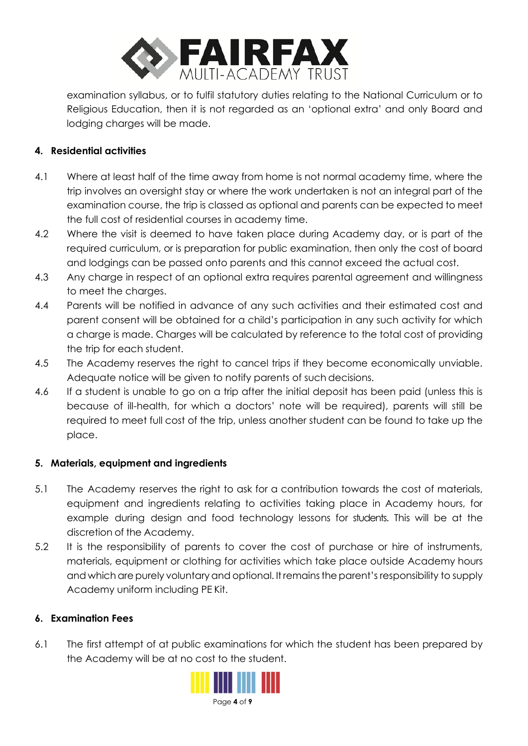examination syllabus, or to fulfil statutory duties relating to the National Curriculum or to Religious Education, then it is not regarded as an 'optional extra' and only Board and lodging charges will be made.

## 4. Residential activities

4.1 Where at least half of the time away from home is not normal academy time, where the trip involves an oversight stay or where the work undertaken is not an integral part of the examination course, the trip is classed as optional and parents can be expected to meet the full cost of residential courses in academy time.

4.2 Where the visit is deemed to have taken place during Academy day, or is part of the required curriculum, or is preparation for public examination, then only the cost of board and lodgings can be passed onto parents and this cannot exceed the actual cost.

4.3 Any charge in respect of an optional extra requires parental agreement and willingness to meet the charges.

4.4 Parents will be notified in advance of any such activities and their estimated cost and parent consent will be obtained for a child's participation in any such activity for which a charge is made. Charges will be calculated by reference to the total cost of providing the trip for each student.

4.5 The Academy reserves the right to cancel trips if they become economically unviable. Adequate notice will be given to notify parents of such decisions.

4.6 If a student is unable to go on a trip after the initial deposit has been paid (unless this is because of ill-health, for which a doctors' note will be required), parents will still be required to meet full cost of the trip, unless another student can be found to take up the place.

## 5. Materials, equipment and ingredients

5.1 The Academy reserves the right to ask for a contribution towards the cost of materials, equipment and ingredients relating to activities taking place in Academy hours, for example during design and food technology lessons for students. This will be at the discretion of the Academy.

5.2 It is the responsibility of parents to cover the cost of purchase or hire of instruments, materials, equipment or clothing for activities which take place outside Academy hours and which are purely voluntary and optional. It remains the parent's responsibility to supply Academy uniform including PE Kit.

## 6. Examination Fees

6.1 The first attempt of at public examinations for which the student has been prepared by the Academy will be at no cost to the student.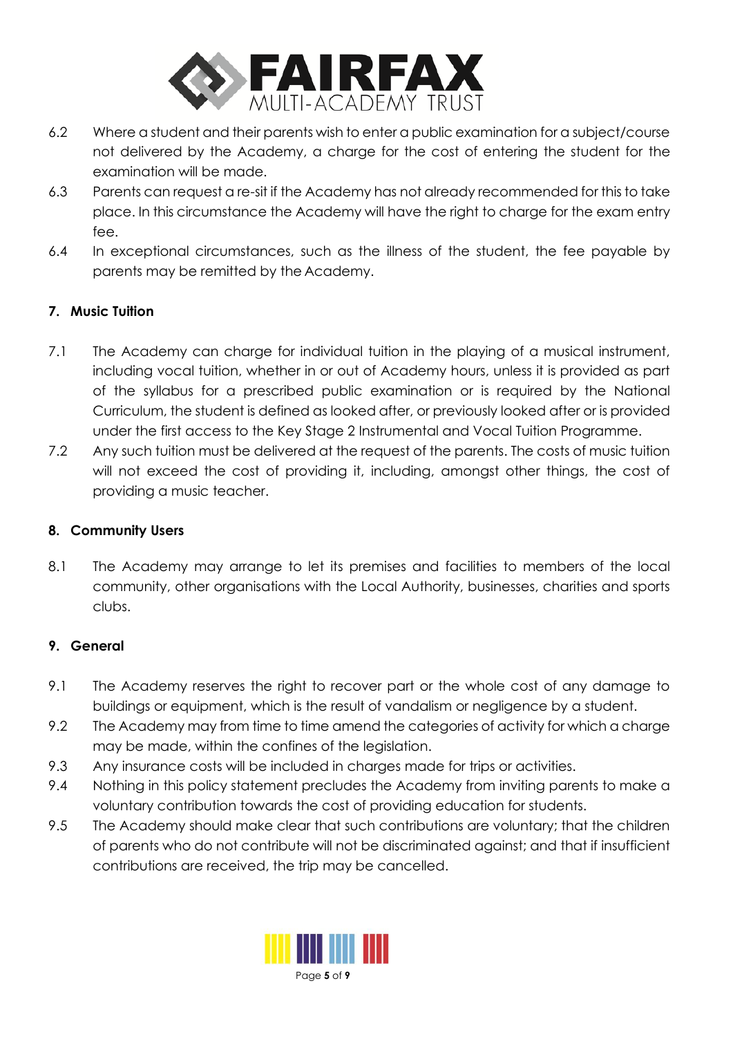6.2 Where a student and their parents wish to enter a public examination for a subject/course not delivered by the Academy, a charge for the cost of entering the student for the examination will be made.

6.3 Parents can request a re-sit if the Academy has not already recommended for this to take place. In this circumstance the Academy will have the right to charge for the exam entry fee.

6.4 In exceptional circumstances, such as the illness of the student, the fee payable by parents may be remitted by the Academy.

## 7. Music Tuition

7.1 The Academy can charge for individual tuition in the playing of a musical instrument, including vocal tuition, whether in or out of Academy hours, unless it is provided as part of the syllabus for a prescribed public examination or is required by the National Curriculum, the student is defined as looked after, or previously looked after or is provided under the first access to the Key Stage 2 Instrumental and Vocal Tuition Programme.

7.2 Any such tuition must be delivered at the request of the parents. The costs of music tuition will not exceed the cost of providing it, including, amongst other things, the cost of providing a music teacher.

## 8. Community Users

8.1 The Academy may arrange to let its premises and facilities to members of the local community, other organisations with the Local Authority, businesses, charities and sports clubs.

## 9. General

9.1 The Academy reserves the right to recover part or the whole cost of any damage to buildings or equipment, which is the result of vandalism or negligence by a student.

9.2 The Academy may from time to time amend the categories of activity for which a charge may be made, within the confines of the legislation.

9.3 Any insurance costs will be included in charges made for trips or activities.

9.4 Nothing in this policy statement precludes the Academy from inviting parents to make a voluntary contribution towards the cost of providing education for students.

9.5 The Academy should make clear that such contributions are voluntary; that the children of parents who do not contribute will not be discriminated against; and that if insufficient contributions are received, the trip may be cancelled.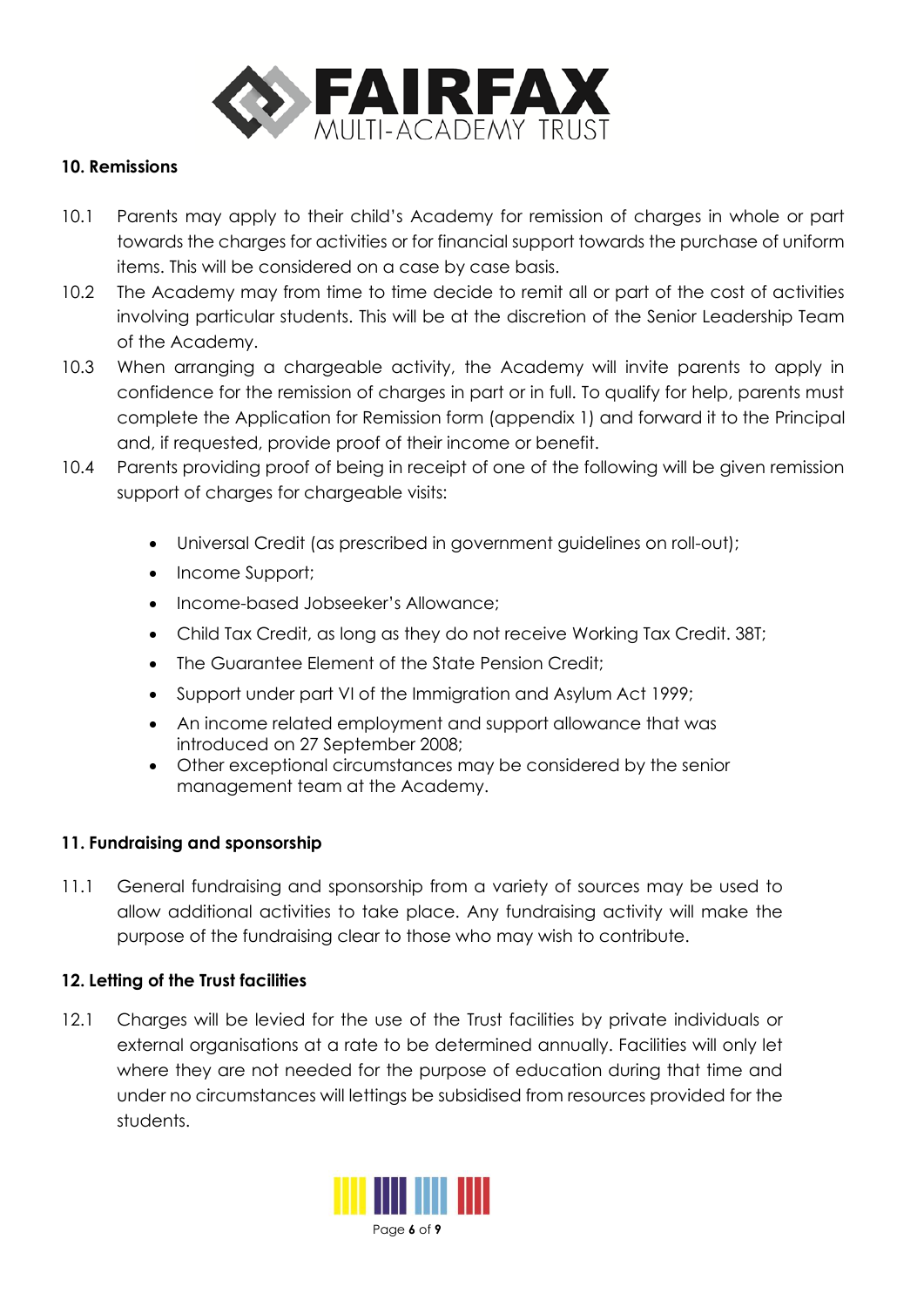## 10. Remissions

10.1 Parents may apply to their child's Academy for remission of charges in whole or part towards the charges for activities or for financial support towards the purchase of uniform items. This will be considered on a case by case basis.

10.2 The Academy may from time to time decide to remit all or part of the cost of activities involving particular students. This will be at the discretion of the Senior Leadership Team of the Academy.

10.3 When arranging a chargeable activity, the Academy will invite parents to apply in confidence for the remission of charges in part or in full. To qualify for help, parents must complete the Application for Remission form (appendix 1) and forward it to the Principal and, if requested, provide proof of their income or benefit.

10.4 Parents providing proof of being in receipt of one of the following will be given remission support of charges for chargeable visits:

- Universal Credit (as prescribed in government guidelines on roll-out);
- Income Support;
- Income-based Jobseeker's Allowance;
- Child Tax Credit, as long as they do not receive Working Tax Credit. 38T;
- The Guarantee Element of the State Pension Credit;
- Support under part VI of the Immigration and Asylum Act 1999;
- An income related employment and support allowance that was introduced on 27 September 2008;
- Other exceptional circumstances may be considered by the senior management team at the Academy.

## 11. Fundraising and sponsorship

11.1 General fundraising and sponsorship from a variety of sources may be used to allow additional activities to take place. Any fundraising activity will make the purpose of the fundraising clear to those who may wish to contribute.

## 12. Letting of the Trust facilities

12.1 Charges will be levied for the use of the Trust facilities by private individuals or external organisations at a rate to be determined annually. Facilities will only let where they are not needed for the purpose of education during that time and under no circumstances will lettings be subsidised from resources provided for the students.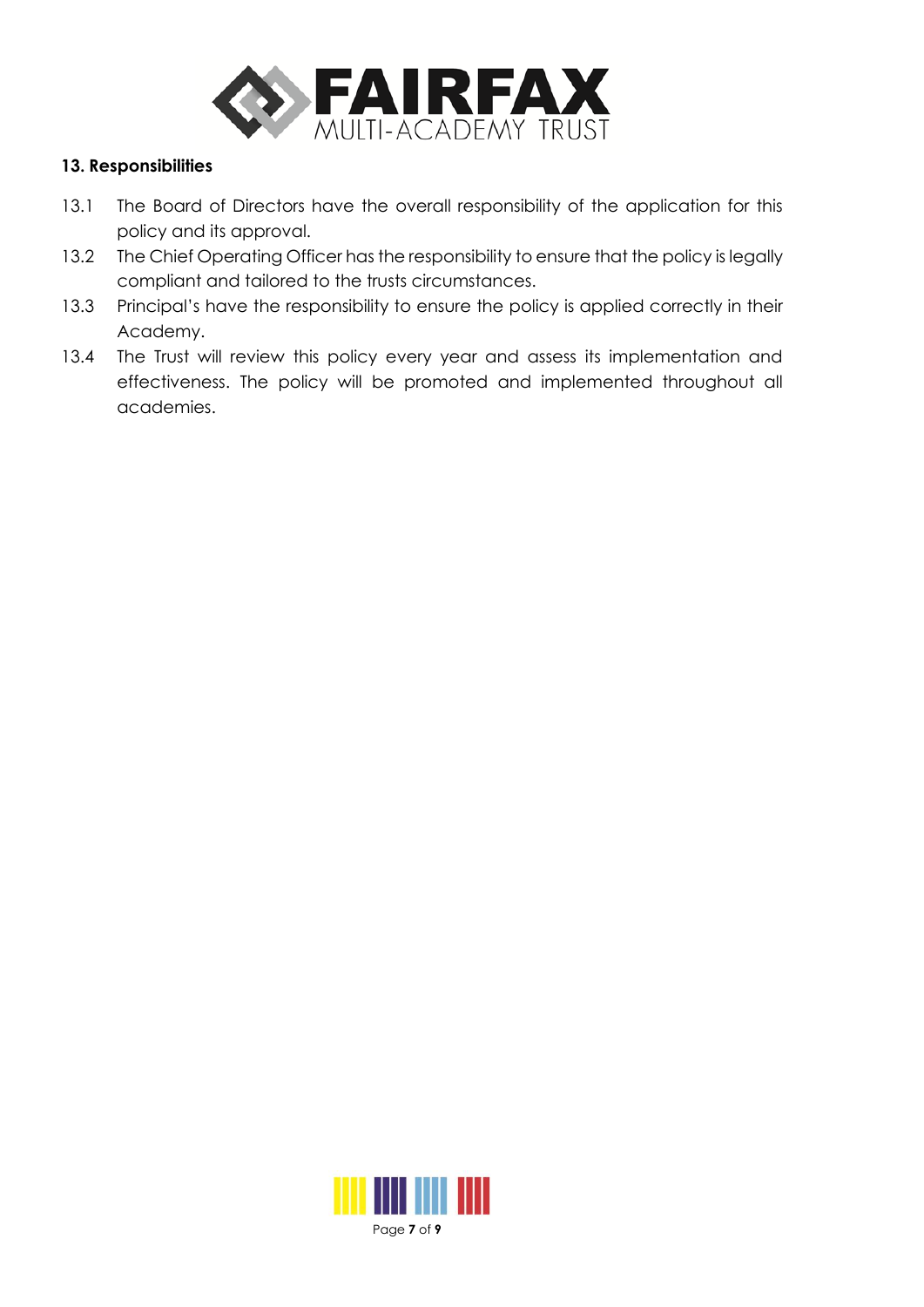### 13. Responsibilities

13.1 The Board of Directors have the overall responsibility of the application for this policy and its approval.

13.2 The Chief Operating Officer has the responsibility to ensure that the policy is legally compliant and tailored to the trusts circumstances.

13.3 Principal's have the responsibility to ensure the policy is applied correctly in their Academy.

13.4 The Trust will review this policy every year and assess its implementation and effectiveness. The policy will be promoted and implemented throughout all academies.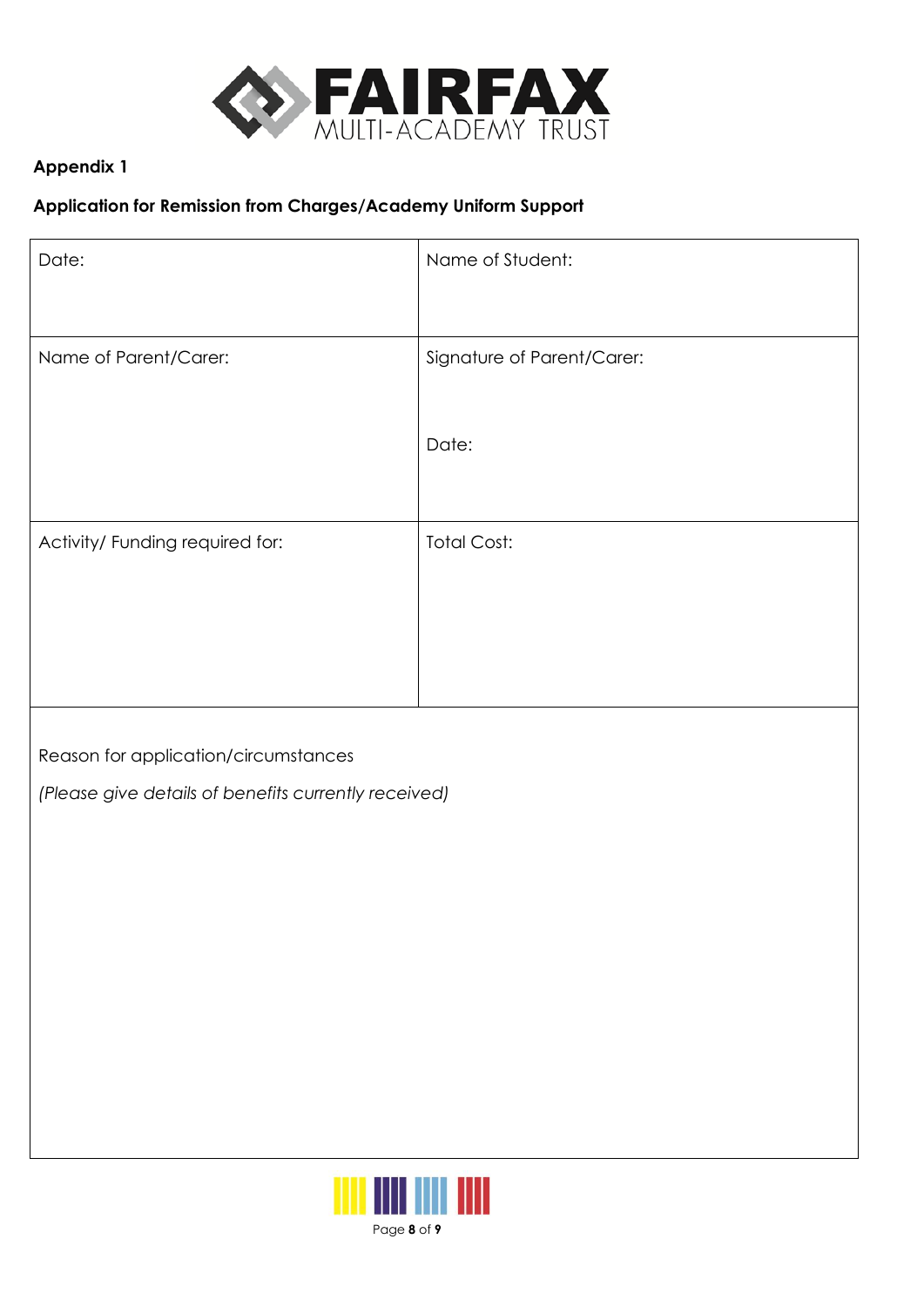FAIRFAX MULTI-ACADEMY TRUST

**Appendix 1**

**Application for Remission from Charges/Academy Uniform Support**

| Date: | Name of Student: |
|---|---|
| Name of Parent/Carer: | Signature of Parent/Carer:<br><br>Date: |
| Activity/ Funding required for: | Total Cost: |
| Reason for application/circumstances<br><br>*(Please give details of benefits currently received)* | |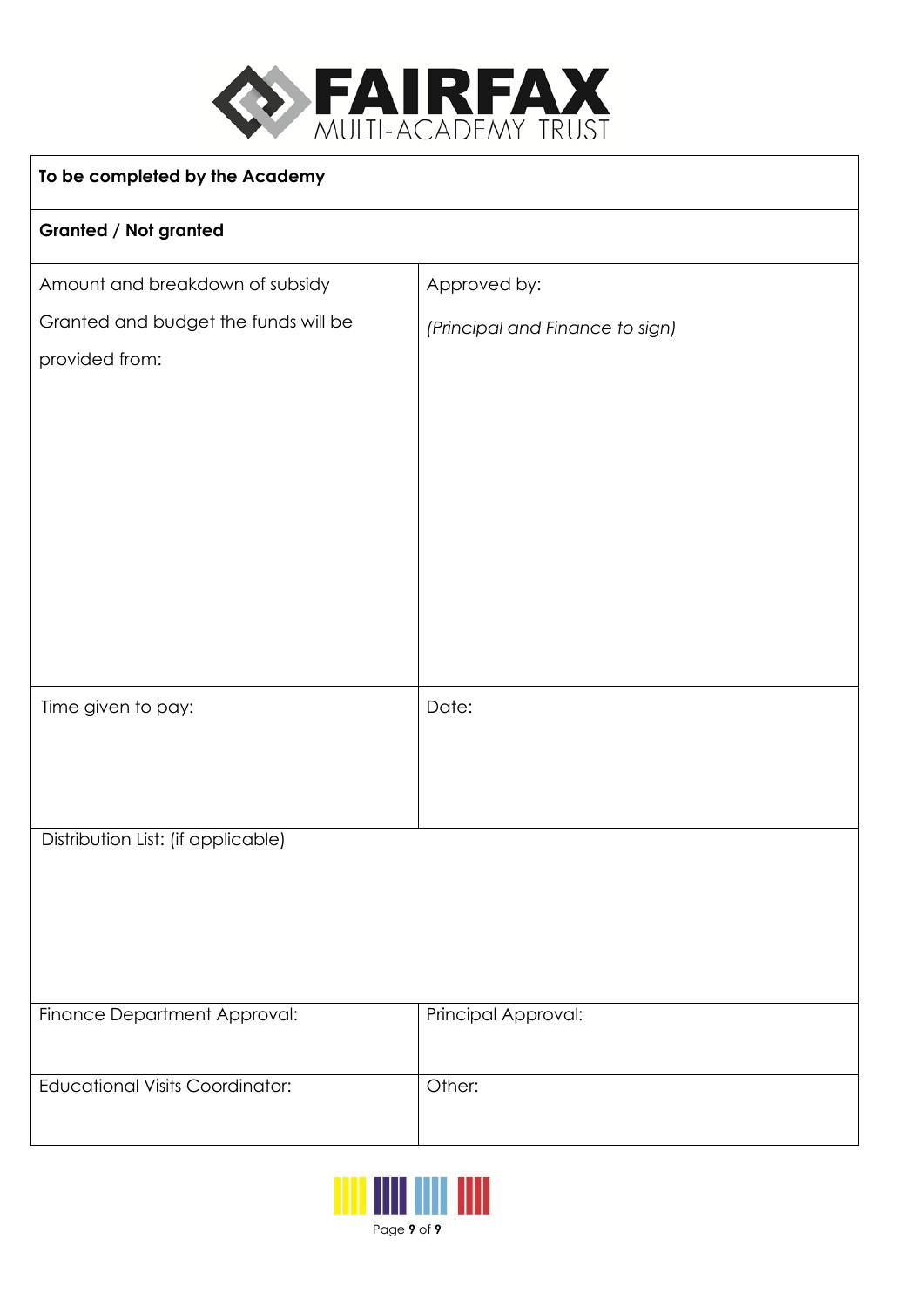| | |
|---|---|
| **To be completed by the Academy** | |
| **Granted / Not granted** | |
| Amount and breakdown of subsidy Granted and budget the funds will be provided from: | Approved by: *(Principal and Finance to sign)* |
| Time given to pay: | Date: |
| Distribution List: (if applicable) | |
| Finance Department Approval: | Principal Approval: |
| Educational Visits Coordinator: | Other: |